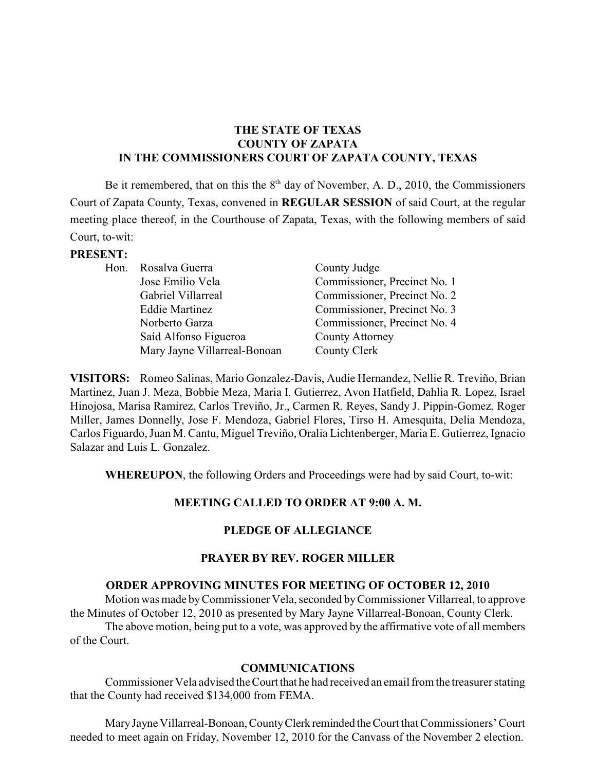**THE STATE OF TEXAS**
**COUNTY OF ZAPATA**
**IN THE COMMISSIONERS COURT OF ZAPATA COUNTY, TEXAS**

Be it remembered, that on this the 8th day of November, A. D., 2010, the Commissioners Court of Zapata County, Texas, convened in **REGULAR SESSION** of said Court, at the regular meeting place thereof, in the Courthouse of Zapata, Texas, with the following members of said Court, to-wit:

**PRESENT:**

| | | |
|---|---|---|
| Hon. | Rosalva Guerra | County Judge |
| | Jose Emilio Vela | Commissioner, Precinct No. 1 |
| | Gabriel Villarreal | Commissioner, Precinct No. 2 |
| | Eddie Martinez | Commissioner, Precinct No. 3 |
| | Norberto Garza | Commissioner, Precinct No. 4 |
| | Saíd Alfonso Figueroa | County Attorney |
| | Mary Jayne Villarreal-Bonoan | County Clerk |

**VISITORS:** Romeo Salinas, Mario Gonzalez-Davis, Audie Hernandez, Nellie R. Treviño, Brian Martinez, Juan J. Meza, Bobbie Meza, Maria I. Gutierrez, Avon Hatfield, Dahlia R. Lopez, Israel Hinojosa, Marisa Ramirez, Carlos Treviño, Jr., Carmen R. Reyes, Sandy J. Pippin-Gomez, Roger Miller, James Donnelly, Jose F. Mendoza, Gabriel Flores, Tirso H. Amesquita, Delia Mendoza, Carlos Figuardo, Juan M. Cantu, Miguel Treviño, Oralia Lichtenberger, Maria E. Gutierrez, Ignacio Salazar and Luis L. Gonzalez.

**WHEREUPON**, the following Orders and Proceedings were had by said Court, to-wit:

**MEETING CALLED TO ORDER AT 9:00 A. M.**

**PLEDGE OF ALLEGIANCE**

**PRAYER BY REV. ROGER MILLER**

**ORDER APPROVING MINUTES FOR MEETING OF OCTOBER 12, 2010**

Motion was made by Commissioner Vela, seconded by Commissioner Villarreal, to approve the Minutes of October 12, 2010 as presented by Mary Jayne Villarreal-Bonoan, County Clerk.

The above motion, being put to a vote, was approved by the affirmative vote of all members of the Court.

**COMMUNICATIONS**

Commissioner Vela advised the Court that he had received an email from the treasurer stating that the County had received $134,000 from FEMA.

Mary Jayne Villarreal-Bonoan, County Clerk reminded the Court that Commissioners' Court needed to meet again on Friday, November 12, 2010 for the Canvass of the November 2 election.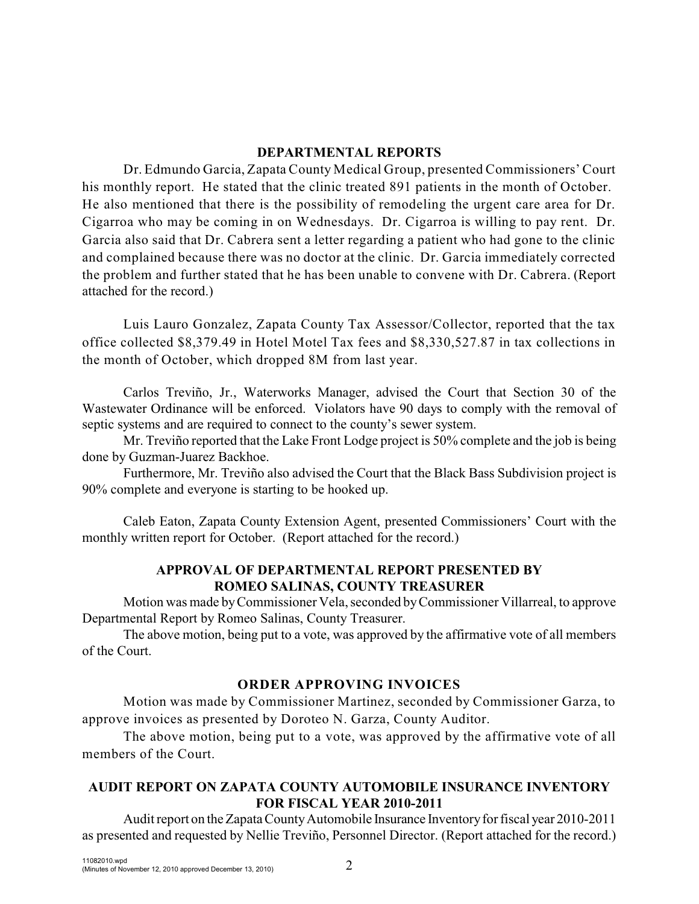## DEPARTMENTAL REPORTS

Dr. Edmundo Garcia, Zapata County Medical Group, presented Commissioners' Court his monthly report. He stated that the clinic treated 891 patients in the month of October. He also mentioned that there is the possibility of remodeling the urgent care area for Dr. Cigarroa who may be coming in on Wednesdays. Dr. Cigarroa is willing to pay rent. Dr. Garcia also said that Dr. Cabrera sent a letter regarding a patient who had gone to the clinic and complained because there was no doctor at the clinic. Dr. Garcia immediately corrected the problem and further stated that he has been unable to convene with Dr. Cabrera. (Report attached for the record.)

Luis Lauro Gonzalez, Zapata County Tax Assessor/Collector, reported that the tax office collected $8,379.49 in Hotel Motel Tax fees and $8,330,527.87 in tax collections in the month of October, which dropped 8M from last year.

Carlos Treviño, Jr., Waterworks Manager, advised the Court that Section 30 of the Wastewater Ordinance will be enforced. Violators have 90 days to comply with the removal of septic systems and are required to connect to the county's sewer system.

Mr. Treviño reported that the Lake Front Lodge project is 50% complete and the job is being done by Guzman-Juarez Backhoe.

Furthermore, Mr. Treviño also advised the Court that the Black Bass Subdivision project is 90% complete and everyone is starting to be hooked up.

Caleb Eaton, Zapata County Extension Agent, presented Commissioners' Court with the monthly written report for October. (Report attached for the record.)

## APPROVAL OF DEPARTMENTAL REPORT PRESENTED BY ROMEO SALINAS, COUNTY TREASURER

Motion was made by Commissioner Vela, seconded by Commissioner Villarreal, to approve Departmental Report by Romeo Salinas, County Treasurer.

The above motion, being put to a vote, was approved by the affirmative vote of all members of the Court.

## ORDER APPROVING INVOICES

Motion was made by Commissioner Martinez, seconded by Commissioner Garza, to approve invoices as presented by Doroteo N. Garza, County Auditor.

The above motion, being put to a vote, was approved by the affirmative vote of all members of the Court.

## AUDIT REPORT ON ZAPATA COUNTY AUTOMOBILE INSURANCE INVENTORY FOR FISCAL YEAR 2010-2011

Audit report on the Zapata County Automobile Insurance Inventory for fiscal year 2010-2011 as presented and requested by Nellie Treviño, Personnel Director. (Report attached for the record.)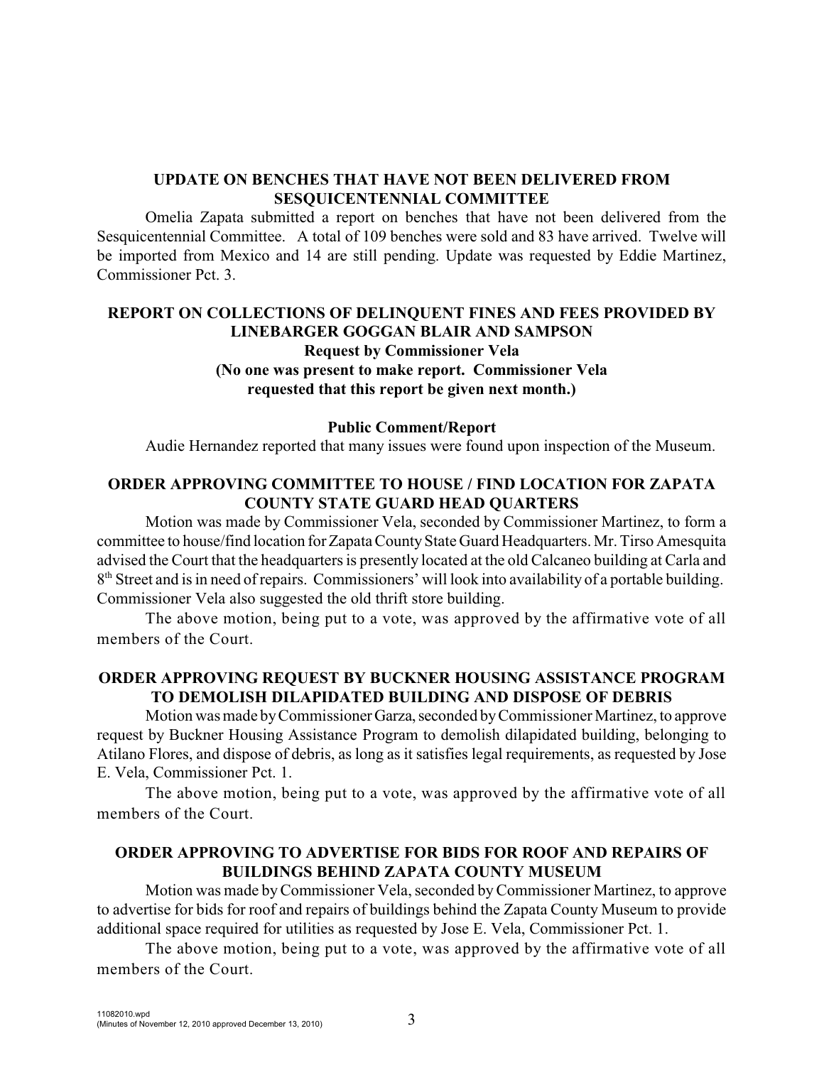**UPDATE ON BENCHES THAT HAVE NOT BEEN DELIVERED FROM SESQUICENTENNIAL COMMITTEE**

Omelia Zapata submitted a report on benches that have not been delivered from the Sesquicentennial Committee. A total of 109 benches were sold and 83 have arrived. Twelve will be imported from Mexico and 14 are still pending. Update was requested by Eddie Martinez, Commissioner Pct. 3.

**REPORT ON COLLECTIONS OF DELINQUENT FINES AND FEES PROVIDED BY LINEBARGER GOGGAN BLAIR AND SAMPSON**
**Request by Commissioner Vela**
**(No one was present to make report. Commissioner Vela requested that this report be given next month.)**

**Public Comment/Report**

Audie Hernandez reported that many issues were found upon inspection of the Museum.

**ORDER APPROVING COMMITTEE TO HOUSE / FIND LOCATION FOR ZAPATA COUNTY STATE GUARD HEAD QUARTERS**

Motion was made by Commissioner Vela, seconded by Commissioner Martinez, to form a committee to house/find location for Zapata County State Guard Headquarters. Mr. Tirso Amesquita advised the Court that the headquarters is presently located at the old Calcaneo building at Carla and 8th Street and is in need of repairs. Commissioners' will look into availability of a portable building. Commissioner Vela also suggested the old thrift store building.

The above motion, being put to a vote, was approved by the affirmative vote of all members of the Court.

**ORDER APPROVING REQUEST BY BUCKNER HOUSING ASSISTANCE PROGRAM TO DEMOLISH DILAPIDATED BUILDING AND DISPOSE OF DEBRIS**

Motion was made by Commissioner Garza, seconded by Commissioner Martinez, to approve request by Buckner Housing Assistance Program to demolish dilapidated building, belonging to Atilano Flores, and dispose of debris, as long as it satisfies legal requirements, as requested by Jose E. Vela, Commissioner Pct. 1.

The above motion, being put to a vote, was approved by the affirmative vote of all members of the Court.

**ORDER APPROVING TO ADVERTISE FOR BIDS FOR ROOF AND REPAIRS OF BUILDINGS BEHIND ZAPATA COUNTY MUSEUM**

Motion was made by Commissioner Vela, seconded by Commissioner Martinez, to approve to advertise for bids for roof and repairs of buildings behind the Zapata County Museum to provide additional space required for utilities as requested by Jose E. Vela, Commissioner Pct. 1.

The above motion, being put to a vote, was approved by the affirmative vote of all members of the Court.

11082010.wpd
(Minutes of November 12, 2010 approved December 13, 2010)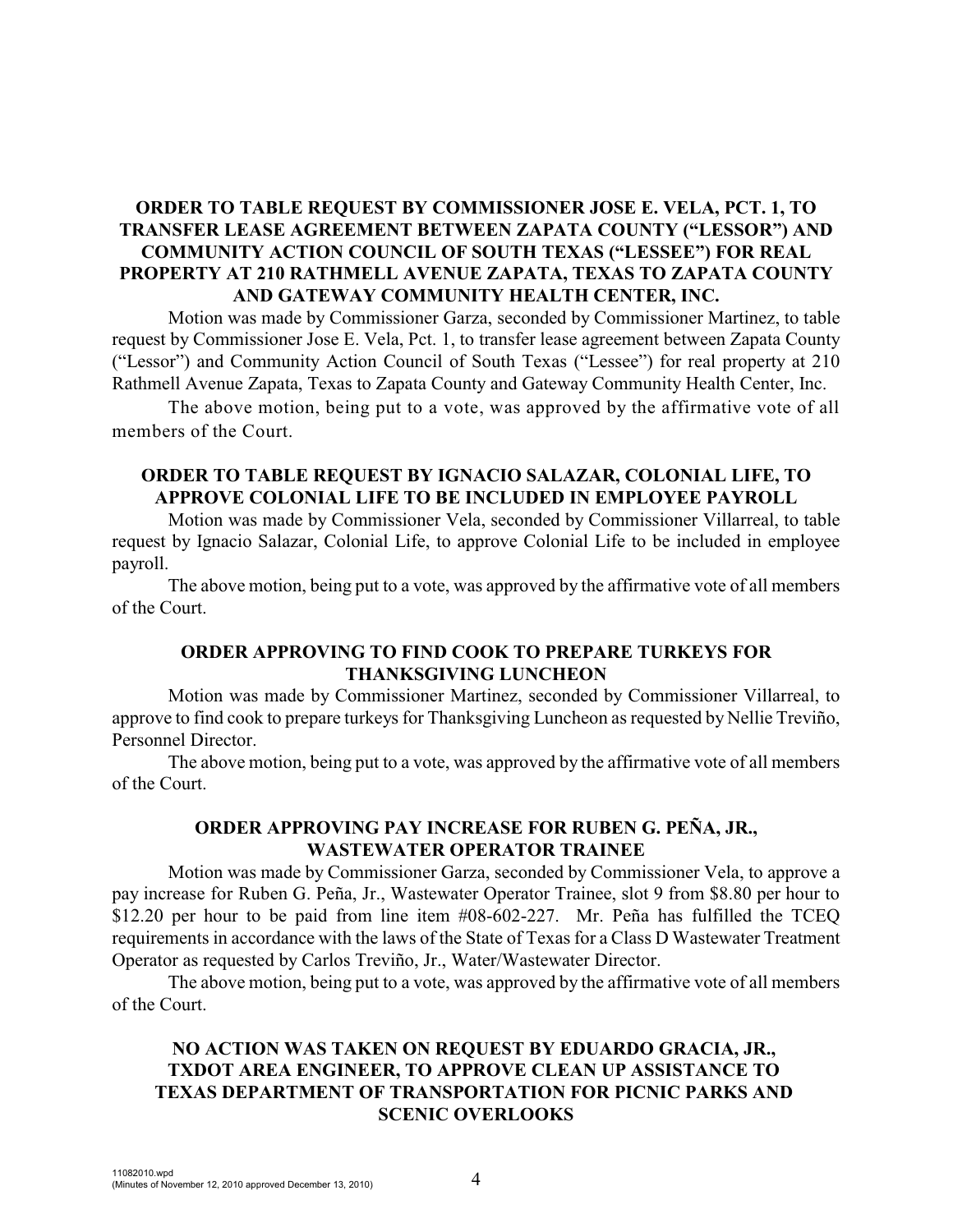**ORDER TO TABLE REQUEST BY COMMISSIONER JOSE E. VELA, PCT. 1, TO TRANSFER LEASE AGREEMENT BETWEEN ZAPATA COUNTY ("LESSOR") AND COMMUNITY ACTION COUNCIL OF SOUTH TEXAS ("LESSEE") FOR REAL PROPERTY AT 210 RATHMELL AVENUE ZAPATA, TEXAS TO ZAPATA COUNTY AND GATEWAY COMMUNITY HEALTH CENTER, INC.**

Motion was made by Commissioner Garza, seconded by Commissioner Martinez, to table request by Commissioner Jose E. Vela, Pct. 1, to transfer lease agreement between Zapata County ("Lessor") and Community Action Council of South Texas ("Lessee") for real property at 210 Rathmell Avenue Zapata, Texas to Zapata County and Gateway Community Health Center, Inc.

The above motion, being put to a vote, was approved by the affirmative vote of all members of the Court.

**ORDER TO TABLE REQUEST BY IGNACIO SALAZAR, COLONIAL LIFE, TO APPROVE COLONIAL LIFE TO BE INCLUDED IN EMPLOYEE PAYROLL**

Motion was made by Commissioner Vela, seconded by Commissioner Villarreal, to table request by Ignacio Salazar, Colonial Life, to approve Colonial Life to be included in employee payroll.

The above motion, being put to a vote, was approved by the affirmative vote of all members of the Court.

**ORDER APPROVING TO FIND COOK TO PREPARE TURKEYS FOR THANKSGIVING LUNCHEON**

Motion was made by Commissioner Martinez, seconded by Commissioner Villarreal, to approve to find cook to prepare turkeys for Thanksgiving Luncheon as requested by Nellie Treviño, Personnel Director.

The above motion, being put to a vote, was approved by the affirmative vote of all members of the Court.

**ORDER APPROVING PAY INCREASE FOR RUBEN G. PEÑA, JR., WASTEWATER OPERATOR TRAINEE**

Motion was made by Commissioner Garza, seconded by Commissioner Vela, to approve a pay increase for Ruben G. Peña, Jr., Wastewater Operator Trainee, slot 9 from $8.80 per hour to $12.20 per hour to be paid from line item #08-602-227. Mr. Peña has fulfilled the TCEQ requirements in accordance with the laws of the State of Texas for a Class D Wastewater Treatment Operator as requested by Carlos Treviño, Jr., Water/Wastewater Director.

The above motion, being put to a vote, was approved by the affirmative vote of all members of the Court.

**NO ACTION WAS TAKEN ON REQUEST BY EDUARDO GRACIA, JR., TXDOT AREA ENGINEER, TO APPROVE CLEAN UP ASSISTANCE TO TEXAS DEPARTMENT OF TRANSPORTATION FOR PICNIC PARKS AND SCENIC OVERLOOKS**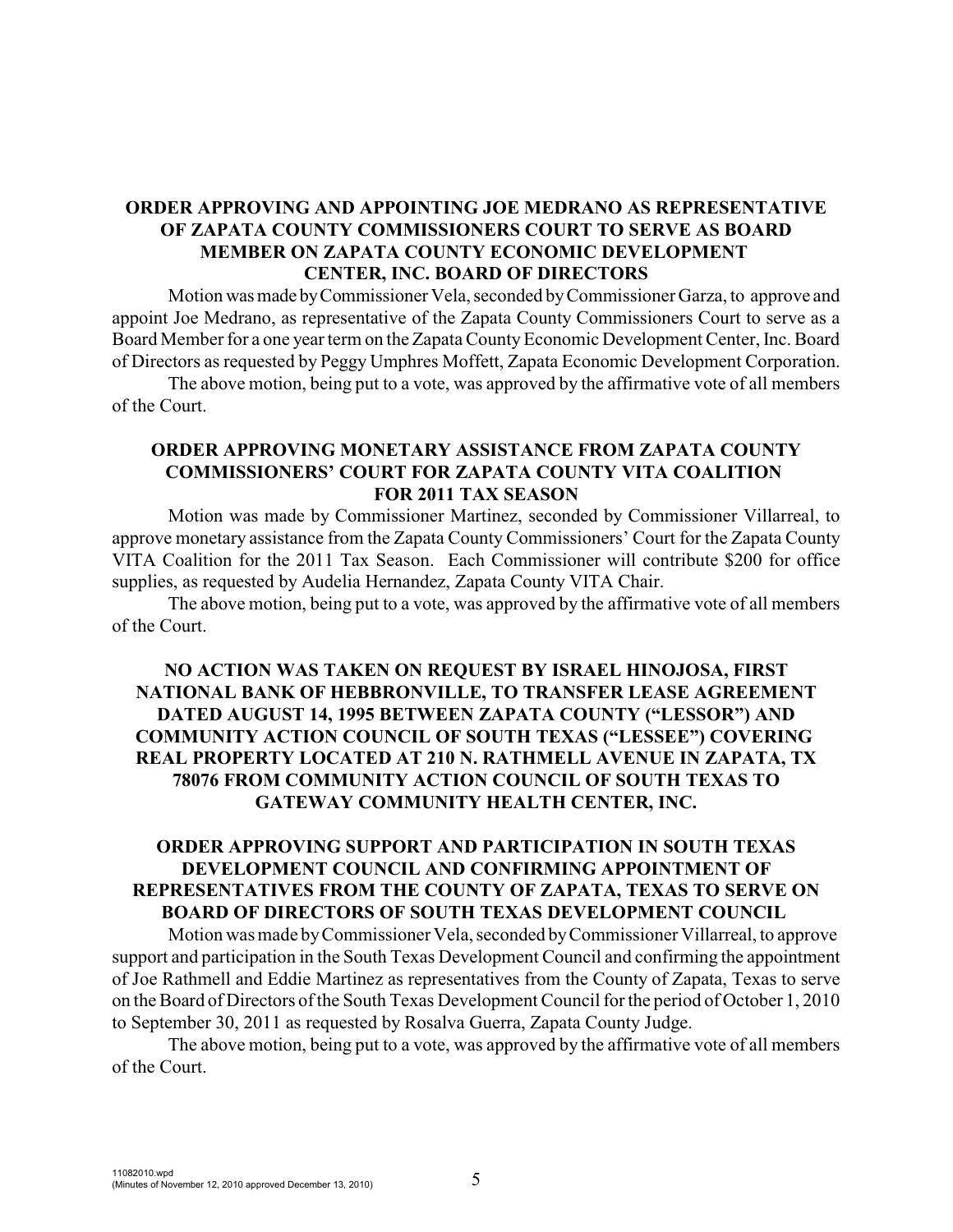**ORDER APPROVING AND APPOINTING JOE MEDRANO AS REPRESENTATIVE OF ZAPATA COUNTY COMMISSIONERS COURT TO SERVE AS BOARD MEMBER ON ZAPATA COUNTY ECONOMIC DEVELOPMENT CENTER, INC. BOARD OF DIRECTORS**

Motion was made by Commissioner Vela, seconded by Commissioner Garza, to approve and appoint Joe Medrano, as representative of the Zapata County Commissioners Court to serve as a Board Member for a one year term on the Zapata County Economic Development Center, Inc. Board of Directors as requested by Peggy Umphres Moffett, Zapata Economic Development Corporation.

The above motion, being put to a vote, was approved by the affirmative vote of all members of the Court.

**ORDER APPROVING MONETARY ASSISTANCE FROM ZAPATA COUNTY COMMISSIONERS' COURT FOR ZAPATA COUNTY VITA COALITION FOR 2011 TAX SEASON**

Motion was made by Commissioner Martinez, seconded by Commissioner Villarreal, to approve monetary assistance from the Zapata County Commissioners' Court for the Zapata County VITA Coalition for the 2011 Tax Season. Each Commissioner will contribute $200 for office supplies, as requested by Audelia Hernandez, Zapata County VITA Chair.

The above motion, being put to a vote, was approved by the affirmative vote of all members of the Court.

**NO ACTION WAS TAKEN ON REQUEST BY ISRAEL HINOJOSA, FIRST NATIONAL BANK OF HEBBRONVILLE, TO TRANSFER LEASE AGREEMENT DATED AUGUST 14, 1995 BETWEEN ZAPATA COUNTY ("LESSOR") AND COMMUNITY ACTION COUNCIL OF SOUTH TEXAS ("LESSEE") COVERING REAL PROPERTY LOCATED AT 210 N. RATHMELL AVENUE IN ZAPATA, TX 78076 FROM COMMUNITY ACTION COUNCIL OF SOUTH TEXAS TO GATEWAY COMMUNITY HEALTH CENTER, INC.**

**ORDER APPROVING SUPPORT AND PARTICIPATION IN SOUTH TEXAS DEVELOPMENT COUNCIL AND CONFIRMING APPOINTMENT OF REPRESENTATIVES FROM THE COUNTY OF ZAPATA, TEXAS TO SERVE ON BOARD OF DIRECTORS OF SOUTH TEXAS DEVELOPMENT COUNCIL**

Motion was made by Commissioner Vela, seconded by Commissioner Villarreal, to approve support and participation in the South Texas Development Council and confirming the appointment of Joe Rathmell and Eddie Martinez as representatives from the County of Zapata, Texas to serve on the Board of Directors of the South Texas Development Council for the period of October 1, 2010 to September 30, 2011 as requested by Rosalva Guerra, Zapata County Judge.

The above motion, being put to a vote, was approved by the affirmative vote of all members of the Court.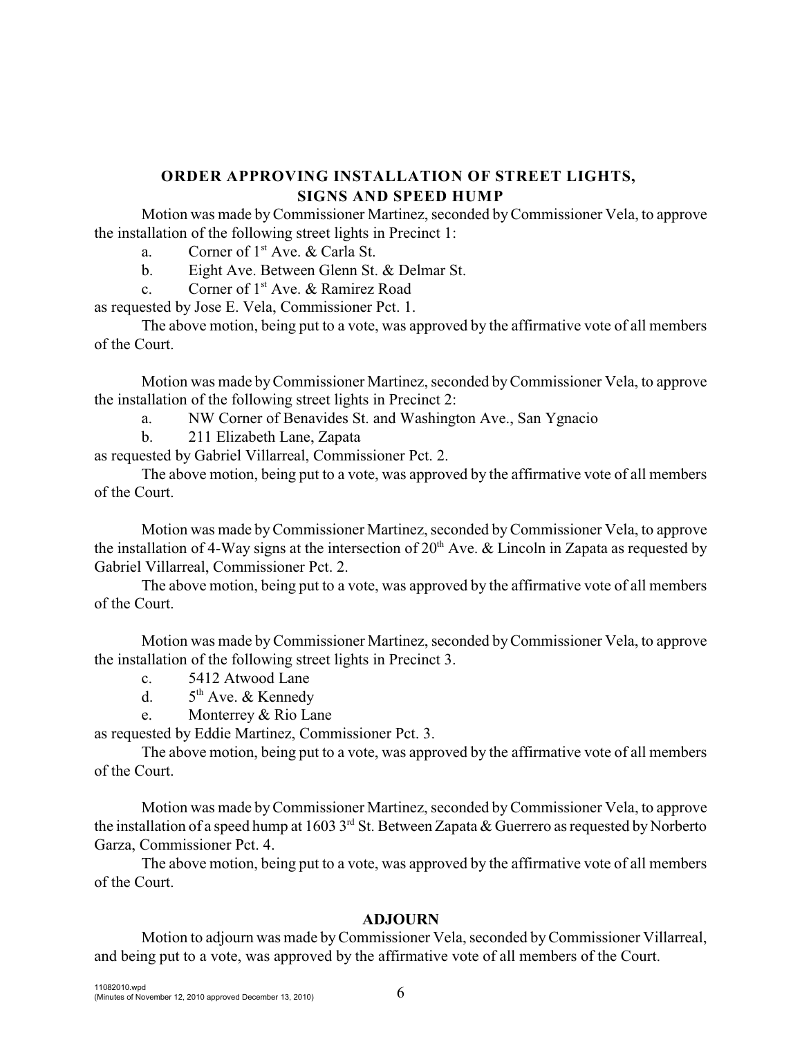## ORDER APPROVING INSTALLATION OF STREET LIGHTS, SIGNS AND SPEED HUMP

Motion was made by Commissioner Martinez, seconded by Commissioner Vela, to approve the installation of the following street lights in Precinct 1:

a. Corner of 1st Ave. & Carla St.
b. Eight Ave. Between Glenn St. & Delmar St.
c. Corner of 1st Ave. & Ramirez Road

as requested by Jose E. Vela, Commissioner Pct. 1.

The above motion, being put to a vote, was approved by the affirmative vote of all members of the Court.

Motion was made by Commissioner Martinez, seconded by Commissioner Vela, to approve the installation of the following street lights in Precinct 2:

a. NW Corner of Benavides St. and Washington Ave., San Ygnacio
b. 211 Elizabeth Lane, Zapata

as requested by Gabriel Villarreal, Commissioner Pct. 2.

The above motion, being put to a vote, was approved by the affirmative vote of all members of the Court.

Motion was made by Commissioner Martinez, seconded by Commissioner Vela, to approve the installation of 4-Way signs at the intersection of 20th Ave. & Lincoln in Zapata as requested by Gabriel Villarreal, Commissioner Pct. 2.

The above motion, being put to a vote, was approved by the affirmative vote of all members of the Court.

Motion was made by Commissioner Martinez, seconded by Commissioner Vela, to approve the installation of the following street lights in Precinct 3.

c. 5412 Atwood Lane
d. 5th Ave. & Kennedy
e. Monterrey & Rio Lane

as requested by Eddie Martinez, Commissioner Pct. 3.

The above motion, being put to a vote, was approved by the affirmative vote of all members of the Court.

Motion was made by Commissioner Martinez, seconded by Commissioner Vela, to approve the installation of a speed hump at 1603 3rd St. Between Zapata & Guerrero as requested by Norberto Garza, Commissioner Pct. 4.

The above motion, being put to a vote, was approved by the affirmative vote of all members of the Court.

## ADJOURN

Motion to adjourn was made by Commissioner Vela, seconded by Commissioner Villarreal, and being put to a vote, was approved by the affirmative vote of all members of the Court.

11082010.wpd
(Minutes of November 12, 2010 approved December 13, 2010)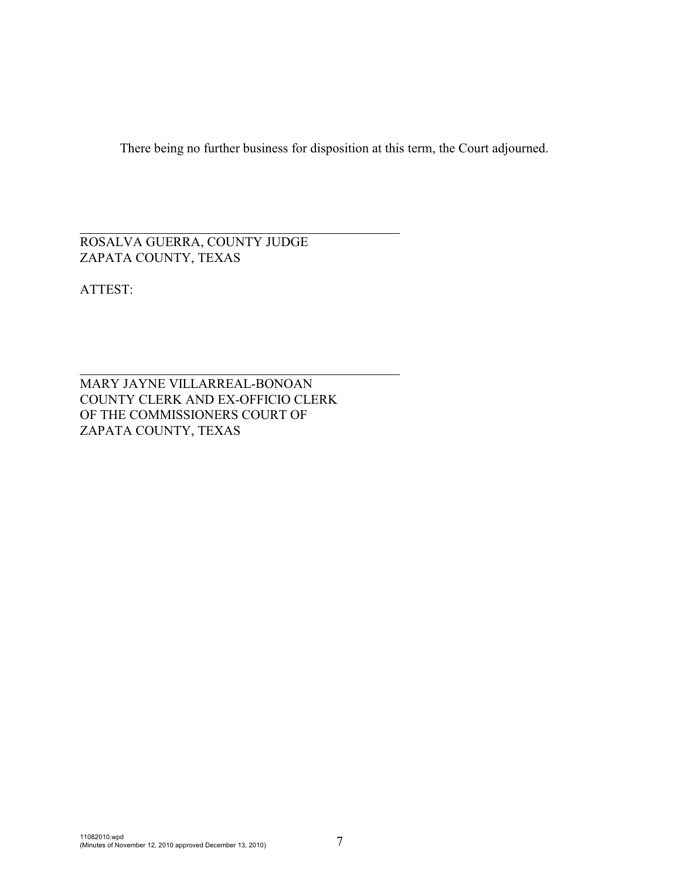There being no further business for disposition at this term, the Court adjourned.

\_\_\_\_\_\_\_\_\_\_\_\_\_\_\_\_\_\_\_\_\_\_\_\_\_\_\_\_\_\_\_\_\_\_\_\_\_\_\_\_

ROSALVA GUERRA, COUNTY JUDGE
ZAPATA COUNTY, TEXAS

ATTEST:

\_\_\_\_\_\_\_\_\_\_\_\_\_\_\_\_\_\_\_\_\_\_\_\_\_\_\_\_\_\_\_\_\_\_\_\_\_\_\_\_

MARY JAYNE VILLARREAL-BONOAN
COUNTY CLERK AND EX-OFFICIO CLERK
OF THE COMMISSIONERS COURT OF
ZAPATA COUNTY, TEXAS

11082010.wpd
(Minutes of November 12, 2010 approved December 13, 2010)